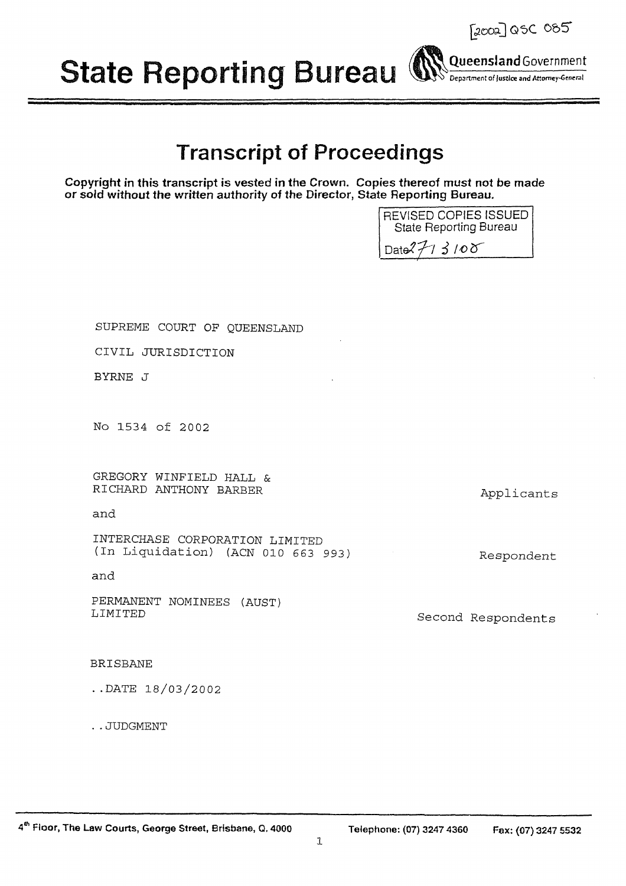[2002] QSC 085

# State Reporting Bureau

**Queensland Government**
Department of Justice and Attorney-General

## Transcript of Proceedings

**Copyright in this transcript is vested in the Crown. Copies thereof must not be made or sold without the written authority of the Director, State Reporting Bureau.**

REVISED COPIES ISSUED
State Reporting Bureau
Date 27/3/08

SUPREME COURT OF QUEENSLAND

CIVIL JURISDICTION

BYRNE J

No 1534 of 2002

GREGORY WINFIELD HALL &
RICHARD ANTHONY BARBER — Applicants

and

INTERCHASE CORPORATION LIMITED
(In Liquidation) (ACN 010 663 993) — Respondent

and

PERMANENT NOMINEES (AUST)
LIMITED — Second Respondents

BRISBANE

..DATE 18/03/2002

..JUDGMENT

4th Floor, The Law Courts, George Street, Brisbane, Q. 4000 — Telephone: (07) 3247 4360 — Fax: (07) 3247 5532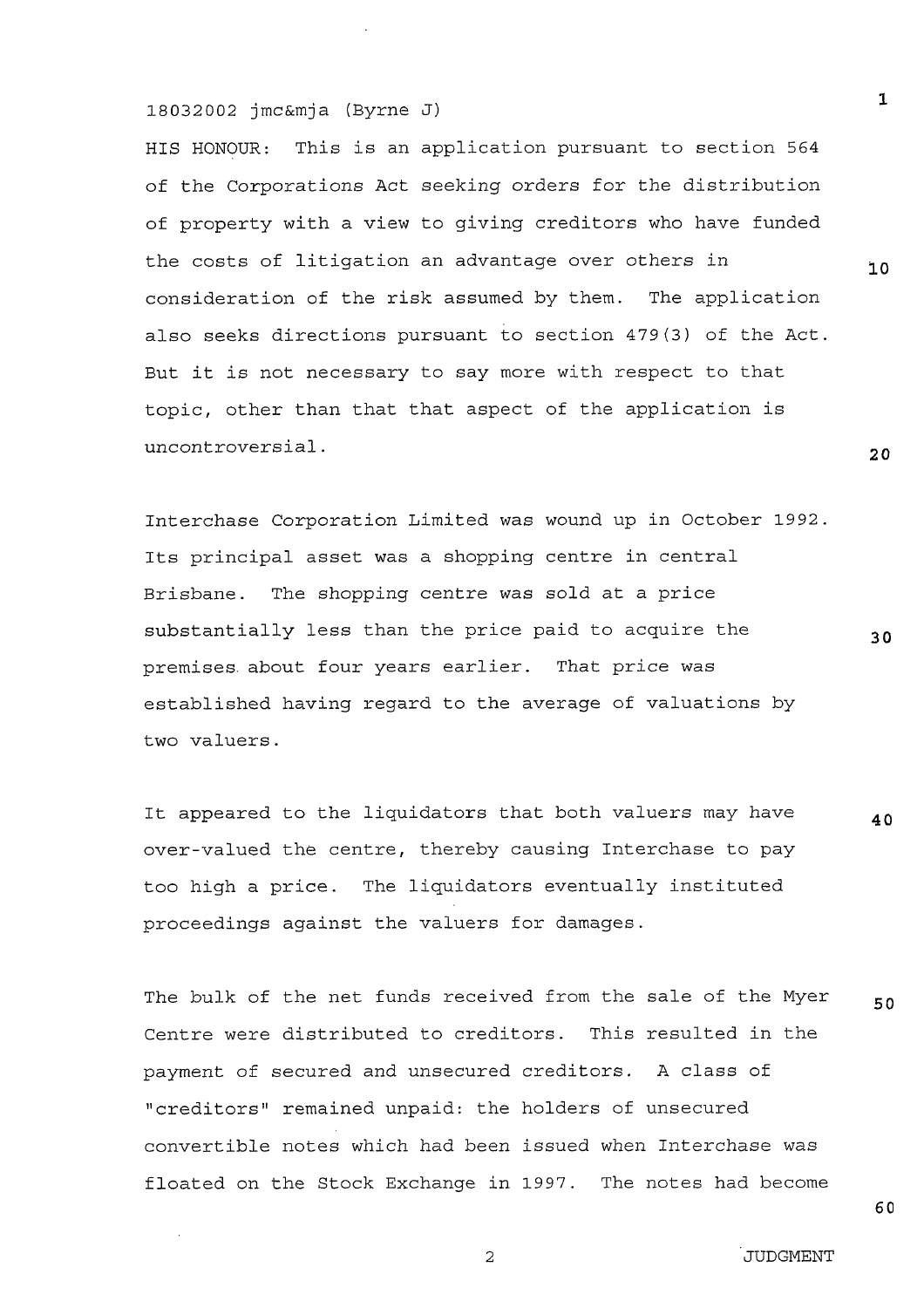18032002 jmc&mja (Byrne J)

HIS HONOUR: This is an application pursuant to section 564 of the Corporations Act seeking orders for the distribution of property with a view to giving creditors who have funded the costs of litigation an advantage over others in consideration of the risk assumed by them. The application also seeks directions pursuant to section 479(3) of the Act. But it is not necessary to say more with respect to that topic, other than that that aspect of the application is uncontroversial.

Interchase Corporation Limited was wound up in October 1992. Its principal asset was a shopping centre in central Brisbane. The shopping centre was sold at a price substantially less than the price paid to acquire the premises about four years earlier. That price was established having regard to the average of valuations by two valuers.

It appeared to the liquidators that both valuers may have over-valued the centre, thereby causing Interchase to pay too high a price. The liquidators eventually instituted proceedings against the valuers for damages.

The bulk of the net funds received from the sale of the Myer Centre were distributed to creditors. This resulted in the payment of secured and unsecured creditors. A class of "creditors" remained unpaid: the holders of unsecured convertible notes which had been issued when Interchase was floated on the Stock Exchange in 1997. The notes had become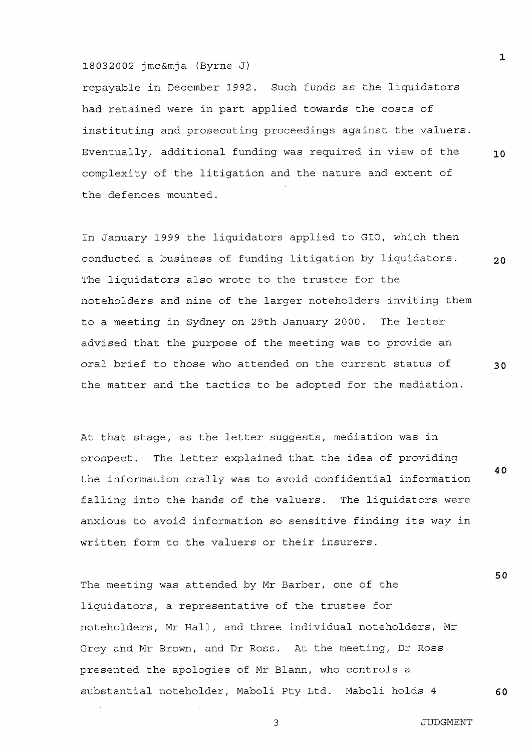repayable in December 1992. Such funds as the liquidators had retained were in part applied towards the costs of instituting and prosecuting proceedings against the valuers. Eventually, additional funding was required in view of the complexity of the litigation and the nature and extent of the defences mounted.

In January 1999 the liquidators applied to GIO, which then conducted a business of funding litigation by liquidators. The liquidators also wrote to the trustee for the noteholders and nine of the larger noteholders inviting them to a meeting in Sydney on 29th January 2000. The letter advised that the purpose of the meeting was to provide an oral brief to those who attended on the current status of the matter and the tactics to be adopted for the mediation.

At that stage, as the letter suggests, mediation was in prospect. The letter explained that the idea of providing the information orally was to avoid confidential information falling into the hands of the valuers. The liquidators were anxious to avoid information so sensitive finding its way in written form to the valuers or their insurers.

The meeting was attended by Mr Barber, one of the liquidators, a representative of the trustee for noteholders, Mr Hall, and three individual noteholders, Mr Grey and Mr Brown, and Dr Ross. At the meeting, Dr Ross presented the apologies of Mr Blann, who controls a substantial noteholder, Maboli Pty Ltd. Maboli holds 4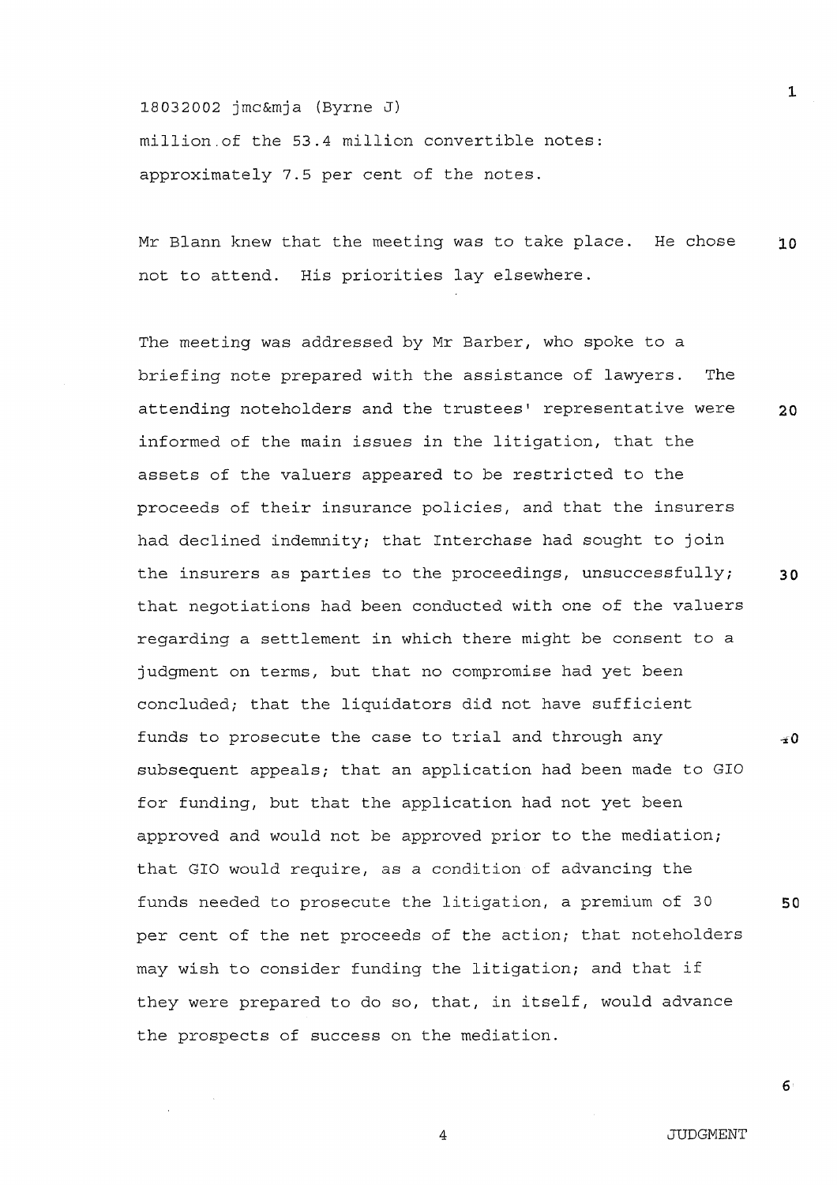million of the 53.4 million convertible notes: approximately 7.5 per cent of the notes.

Mr Blann knew that the meeting was to take place. He chose not to attend. His priorities lay elsewhere.

The meeting was addressed by Mr Barber, who spoke to a briefing note prepared with the assistance of lawyers. The attending noteholders and the trustees' representative were informed of the main issues in the litigation, that the assets of the valuers appeared to be restricted to the proceeds of their insurance policies, and that the insurers had declined indemnity; that Interchase had sought to join the insurers as parties to the proceedings, unsuccessfully; that negotiations had been conducted with one of the valuers regarding a settlement in which there might be consent to a judgment on terms, but that no compromise had yet been concluded; that the liquidators did not have sufficient funds to prosecute the case to trial and through any subsequent appeals; that an application had been made to GIO for funding, but that the application had not yet been approved and would not be approved prior to the mediation; that GIO would require, as a condition of advancing the funds needed to prosecute the litigation, a premium of 30 per cent of the net proceeds of the action; that noteholders may wish to consider funding the litigation; and that if they were prepared to do so, that, in itself, would advance the prospects of success on the mediation.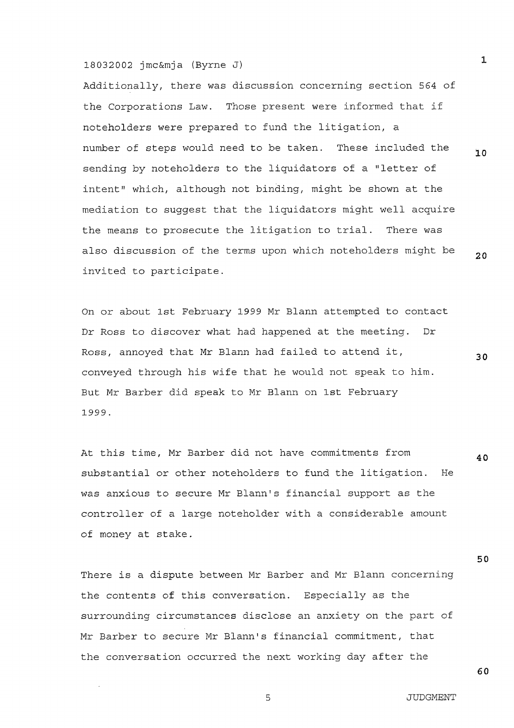Additionally, there was discussion concerning section 564 of the Corporations Law. Those present were informed that if noteholders were prepared to fund the litigation, a number of steps would need to be taken. These included the sending by noteholders to the liquidators of a "letter of intent" which, although not binding, might be shown at the mediation to suggest that the liquidators might well acquire the means to prosecute the litigation to trial. There was also discussion of the terms upon which noteholders might be invited to participate.

On or about 1st February 1999 Mr Blann attempted to contact Dr Ross to discover what had happened at the meeting. Dr Ross, annoyed that Mr Blann had failed to attend it, conveyed through his wife that he would not speak to him. But Mr Barber did speak to Mr Blann on 1st February 1999.

At this time, Mr Barber did not have commitments from substantial or other noteholders to fund the litigation. He was anxious to secure Mr Blann's financial support as the controller of a large noteholder with a considerable amount of money at stake.

There is a dispute between Mr Barber and Mr Blann concerning the contents of this conversation. Especially as the surrounding circumstances disclose an anxiety on the part of Mr Barber to secure Mr Blann's financial commitment, that the conversation occurred the next working day after the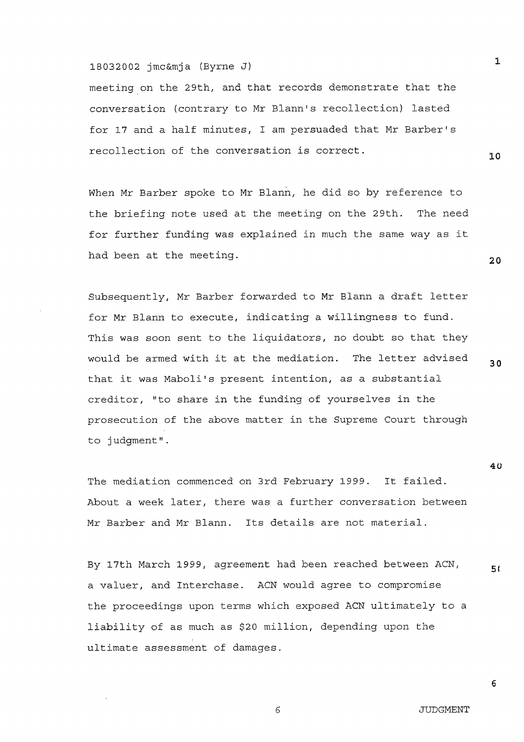meeting on the 29th, and that records demonstrate that the conversation (contrary to Mr Blann's recollection) lasted for 17 and a half minutes, I am persuaded that Mr Barber's recollection of the conversation is correct.

When Mr Barber spoke to Mr Blann, he did so by reference to the briefing note used at the meeting on the 29th. The need for further funding was explained in much the same way as it had been at the meeting.

Subsequently, Mr Barber forwarded to Mr Blann a draft letter for Mr Blann to execute, indicating a willingness to fund. This was soon sent to the liquidators, no doubt so that they would be armed with it at the mediation. The letter advised that it was Maboli's present intention, as a substantial creditor, "to share in the funding of yourselves in the prosecution of the above matter in the Supreme Court through to judgment".

The mediation commenced on 3rd February 1999. It failed. About a week later, there was a further conversation between Mr Barber and Mr Blann. Its details are not material.

By 17th March 1999, agreement had been reached between ACN, a valuer, and Interchase. ACN would agree to compromise the proceedings upon terms which exposed ACN ultimately to a liability of as much as $20 million, depending upon the ultimate assessment of damages.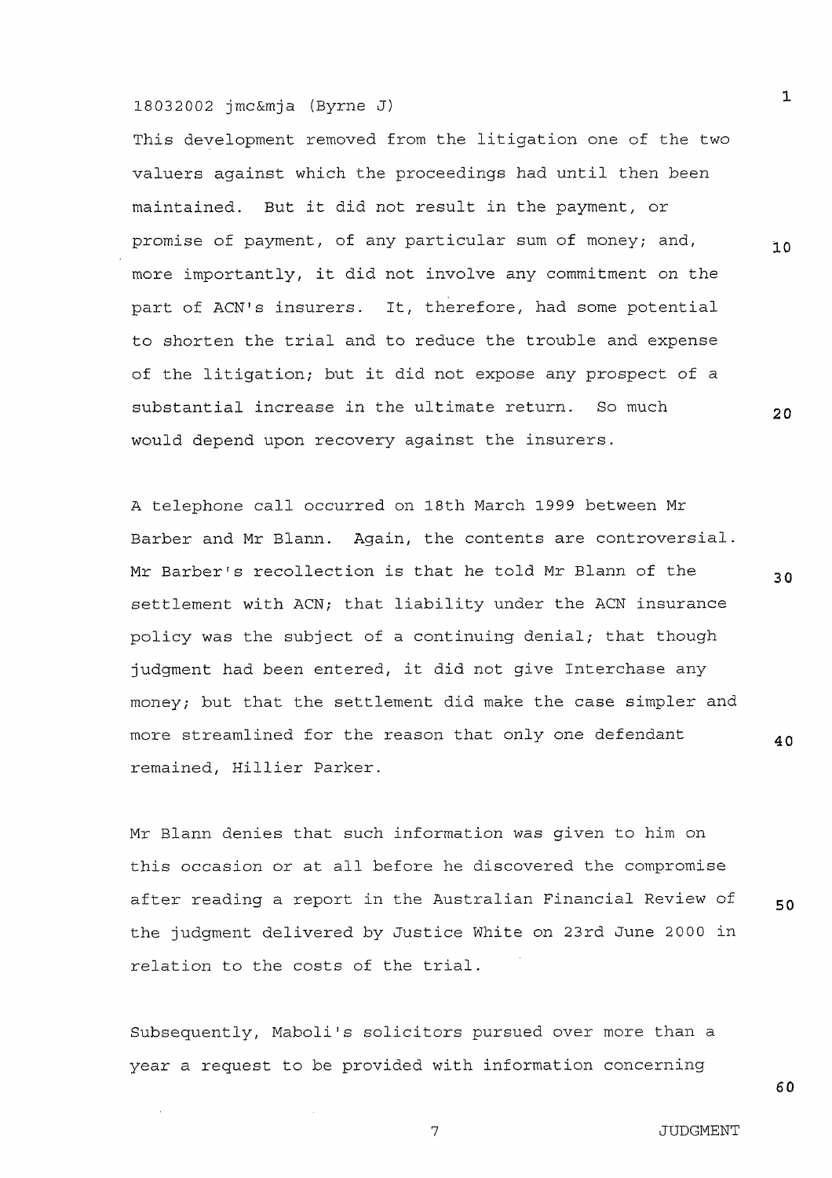This development removed from the litigation one of the two valuers against which the proceedings had until then been maintained. But it did not result in the payment, or promise of payment, of any particular sum of money; and, more importantly, it did not involve any commitment on the part of ACN's insurers. It, therefore, had some potential to shorten the trial and to reduce the trouble and expense of the litigation; but it did not expose any prospect of a substantial increase in the ultimate return. So much would depend upon recovery against the insurers.

A telephone call occurred on 18th March 1999 between Mr Barber and Mr Blann. Again, the contents are controversial. Mr Barber's recollection is that he told Mr Blann of the settlement with ACN; that liability under the ACN insurance policy was the subject of a continuing denial; that though judgment had been entered, it did not give Interchase any money; but that the settlement did make the case simpler and more streamlined for the reason that only one defendant remained, Hillier Parker.

Mr Blann denies that such information was given to him on this occasion or at all before he discovered the compromise after reading a report in the Australian Financial Review of the judgment delivered by Justice White on 23rd June 2000 in relation to the costs of the trial.

Subsequently, Maboli's solicitors pursued over more than a year a request to be provided with information concerning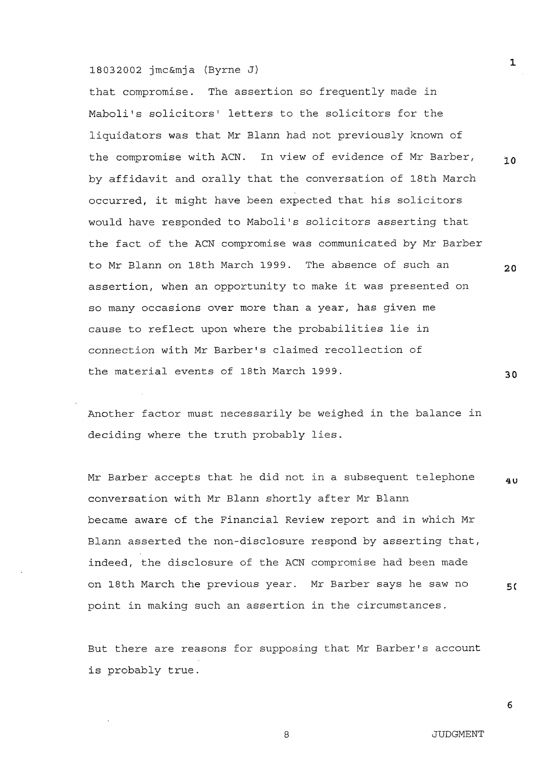that compromise. The assertion so frequently made in Maboli's solicitors' letters to the solicitors for the liquidators was that Mr Blann had not previously known of the compromise with ACN. In view of evidence of Mr Barber, by affidavit and orally that the conversation of 18th March occurred, it might have been expected that his solicitors would have responded to Maboli's solicitors asserting that the fact of the ACN compromise was communicated by Mr Barber to Mr Blann on 18th March 1999. The absence of such an assertion, when an opportunity to make it was presented on so many occasions over more than a year, has given me cause to reflect upon where the probabilities lie in connection with Mr Barber's claimed recollection of the material events of 18th March 1999.

Another factor must necessarily be weighed in the balance in deciding where the truth probably lies.

Mr Barber accepts that he did not in a subsequent telephone conversation with Mr Blann shortly after Mr Blann became aware of the Financial Review report and in which Mr Blann asserted the non-disclosure respond by asserting that, indeed, the disclosure of the ACN compromise had been made on 18th March the previous year. Mr Barber says he saw no point in making such an assertion in the circumstances.

But there are reasons for supposing that Mr Barber's account is probably true.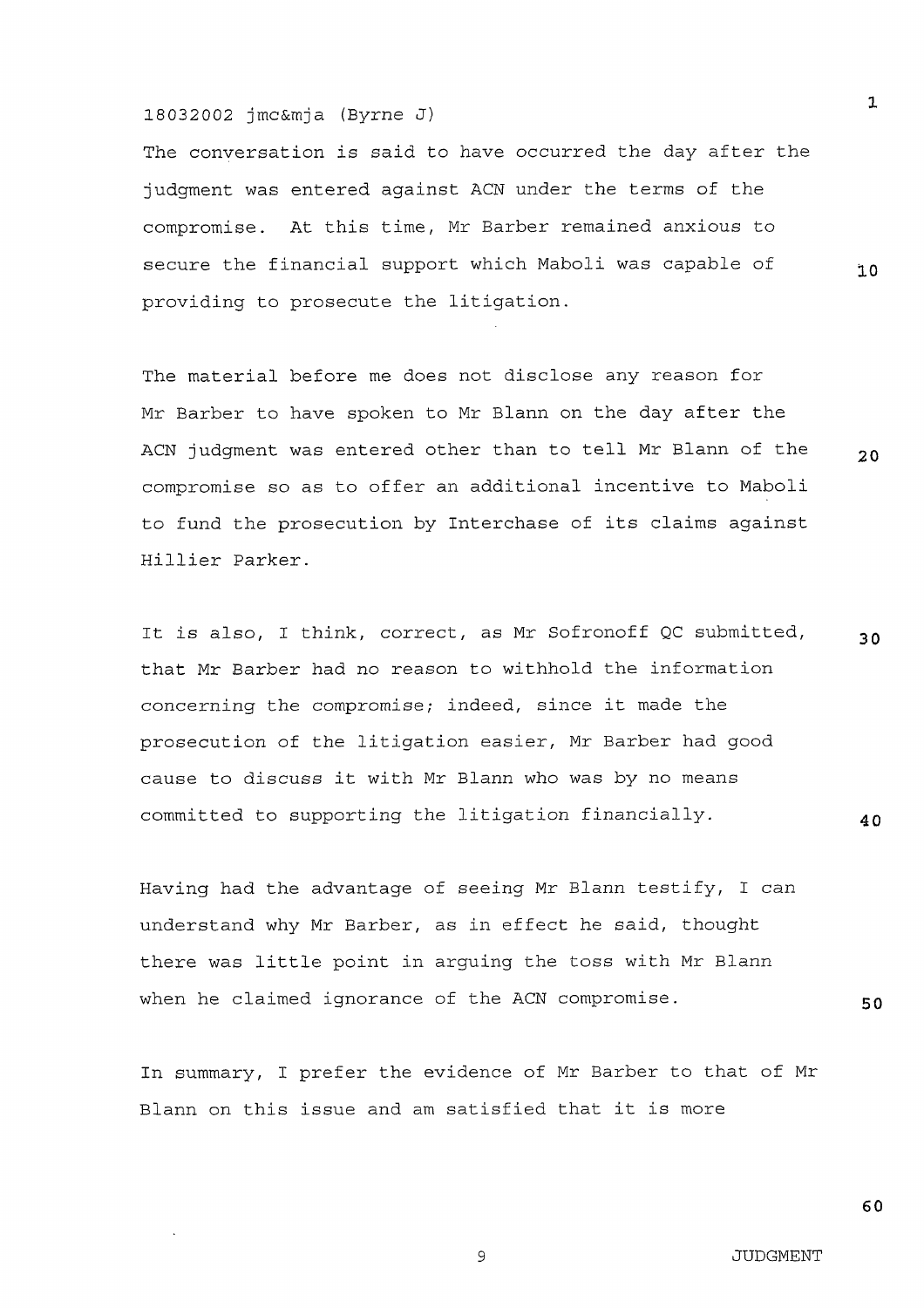The conversation is said to have occurred the day after the judgment was entered against ACN under the terms of the compromise. At this time, Mr Barber remained anxious to secure the financial support which Maboli was capable of providing to prosecute the litigation.

The material before me does not disclose any reason for Mr Barber to have spoken to Mr Blann on the day after the ACN judgment was entered other than to tell Mr Blann of the compromise so as to offer an additional incentive to Maboli to fund the prosecution by Interchase of its claims against Hillier Parker.

It is also, I think, correct, as Mr Sofronoff QC submitted, that Mr Barber had no reason to withhold the information concerning the compromise; indeed, since it made the prosecution of the litigation easier, Mr Barber had good cause to discuss it with Mr Blann who was by no means committed to supporting the litigation financially.

Having had the advantage of seeing Mr Blann testify, I can understand why Mr Barber, as in effect he said, thought there was little point in arguing the toss with Mr Blann when he claimed ignorance of the ACN compromise.

In summary, I prefer the evidence of Mr Barber to that of Mr Blann on this issue and am satisfied that it is more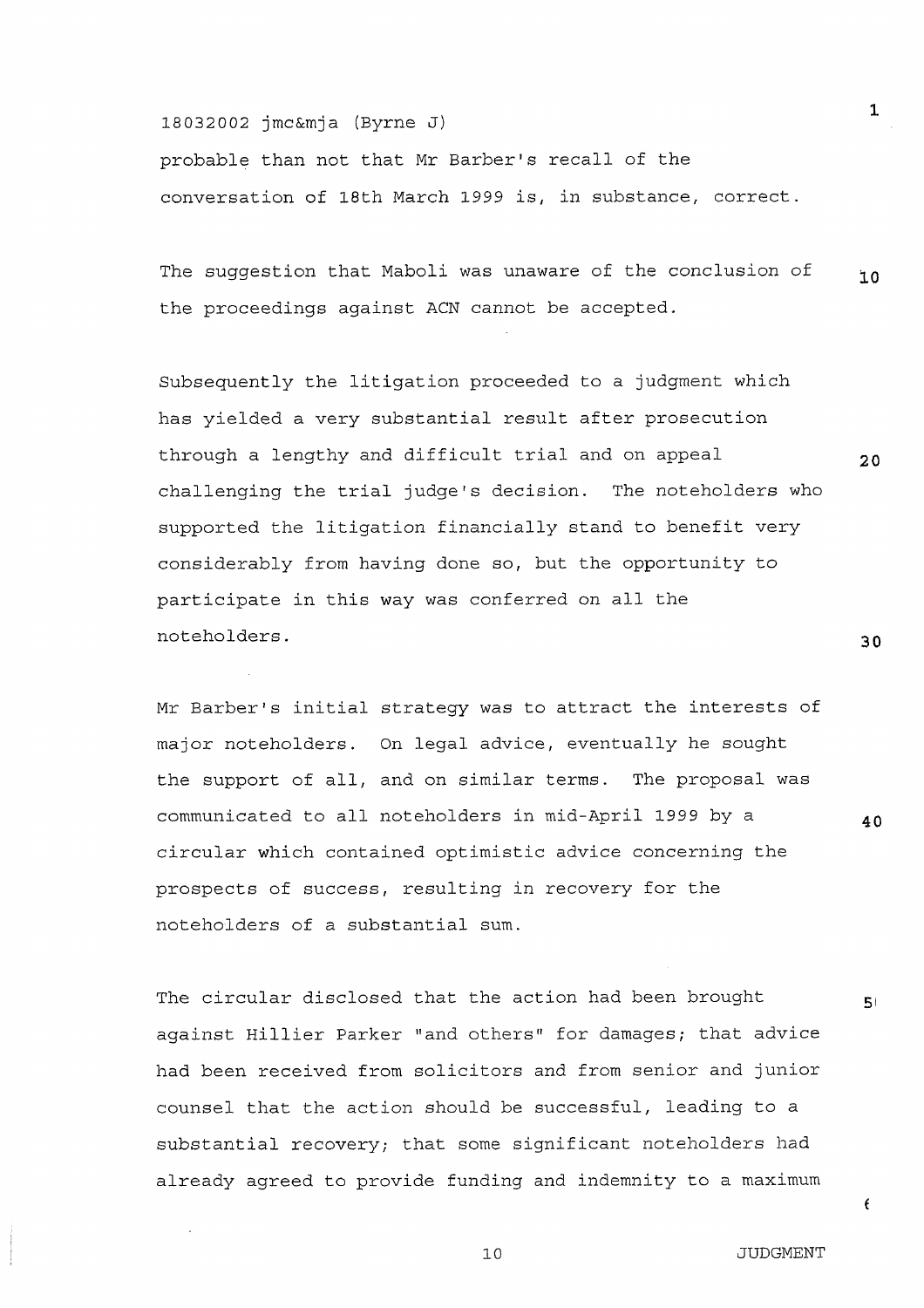probable than not that Mr Barber's recall of the conversation of 18th March 1999 is, in substance, correct.

The suggestion that Maboli was unaware of the conclusion of the proceedings against ACN cannot be accepted.

Subsequently the litigation proceeded to a judgment which has yielded a very substantial result after prosecution through a lengthy and difficult trial and on appeal challenging the trial judge's decision. The noteholders who supported the litigation financially stand to benefit very considerably from having done so, but the opportunity to participate in this way was conferred on all the noteholders.

Mr Barber's initial strategy was to attract the interests of major noteholders. On legal advice, eventually he sought the support of all, and on similar terms. The proposal was communicated to all noteholders in mid-April 1999 by a circular which contained optimistic advice concerning the prospects of success, resulting in recovery for the noteholders of a substantial sum.

The circular disclosed that the action had been brought against Hillier Parker "and others" for damages; that advice had been received from solicitors and from senior and junior counsel that the action should be successful, leading to a substantial recovery; that some significant noteholders had already agreed to provide funding and indemnity to a maximum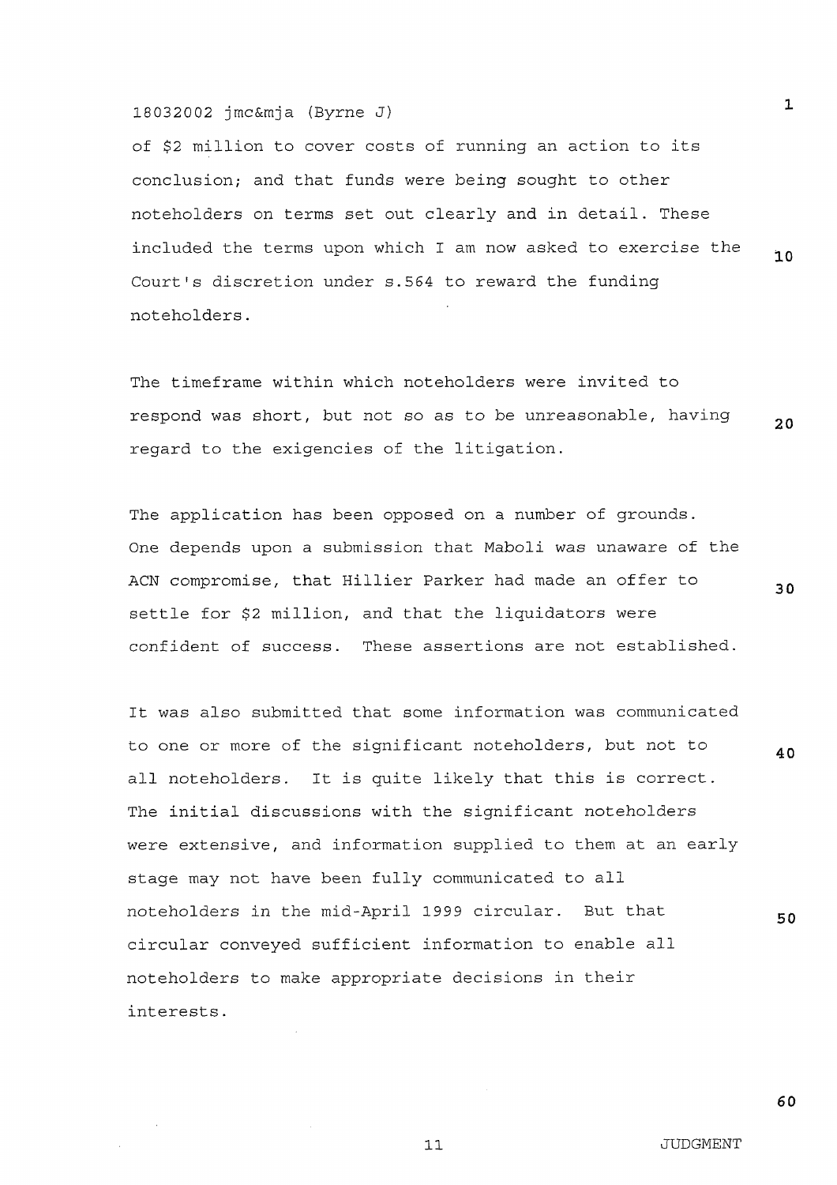of $2 million to cover costs of running an action to its conclusion; and that funds were being sought to other noteholders on terms set out clearly and in detail. These included the terms upon which I am now asked to exercise the Court's discretion under s.564 to reward the funding noteholders.

The timeframe within which noteholders were invited to respond was short, but not so as to be unreasonable, having regard to the exigencies of the litigation.

The application has been opposed on a number of grounds. One depends upon a submission that Maboli was unaware of the ACN compromise, that Hillier Parker had made an offer to settle for $2 million, and that the liquidators were confident of success. These assertions are not established.

It was also submitted that some information was communicated to one or more of the significant noteholders, but not to all noteholders. It is quite likely that this is correct. The initial discussions with the significant noteholders were extensive, and information supplied to them at an early stage may not have been fully communicated to all noteholders in the mid-April 1999 circular. But that circular conveyed sufficient information to enable all noteholders to make appropriate decisions in their interests.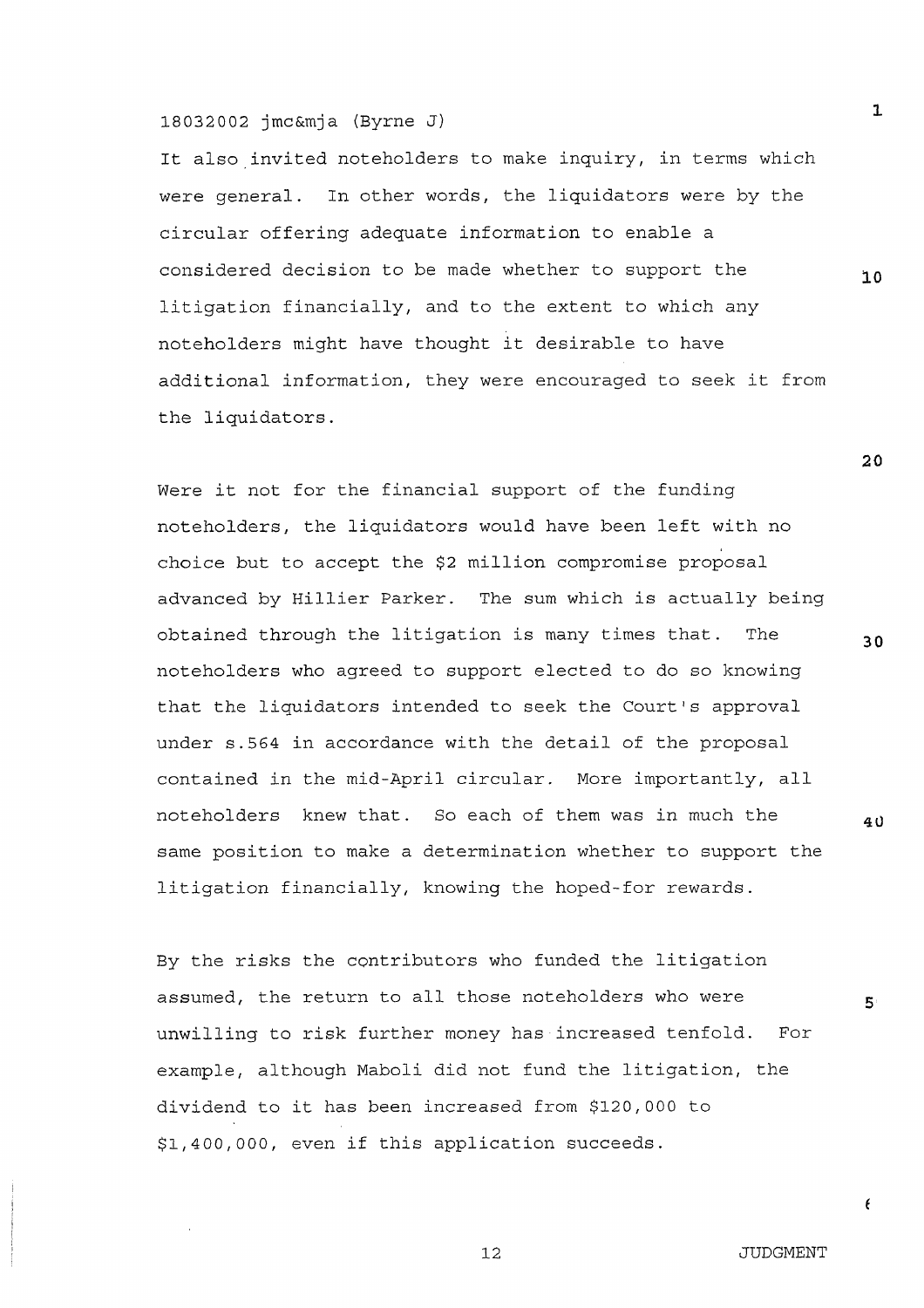It also invited noteholders to make inquiry, in terms which were general. In other words, the liquidators were by the circular offering adequate information to enable a considered decision to be made whether to support the litigation financially, and to the extent to which any noteholders might have thought it desirable to have additional information, they were encouraged to seek it from the liquidators.

Were it not for the financial support of the funding noteholders, the liquidators would have been left with no choice but to accept the $2 million compromise proposal advanced by Hillier Parker. The sum which is actually being obtained through the litigation is many times that. The noteholders who agreed to support elected to do so knowing that the liquidators intended to seek the Court's approval under s.564 in accordance with the detail of the proposal contained in the mid-April circular. More importantly, all noteholders knew that. So each of them was in much the same position to make a determination whether to support the litigation financially, knowing the hoped-for rewards.

By the risks the contributors who funded the litigation assumed, the return to all those noteholders who were unwilling to risk further money has increased tenfold. For example, although Maboli did not fund the litigation, the dividend to it has been increased from $120,000 to $1,400,000, even if this application succeeds.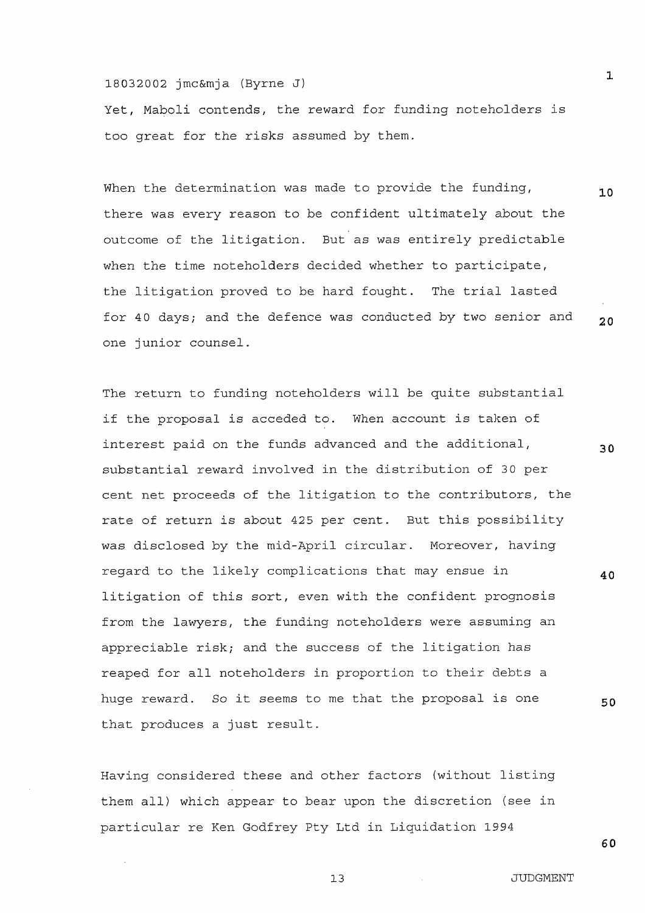Yet, Maboli contends, the reward for funding noteholders is too great for the risks assumed by them.

When the determination was made to provide the funding, there was every reason to be confident ultimately about the outcome of the litigation. But as was entirely predictable when the time noteholders decided whether to participate, the litigation proved to be hard fought. The trial lasted for 40 days; and the defence was conducted by two senior and one junior counsel.

The return to funding noteholders will be quite substantial if the proposal is acceded to. When account is taken of interest paid on the funds advanced and the additional, substantial reward involved in the distribution of 30 per cent net proceeds of the litigation to the contributors, the rate of return is about 425 per cent. But this possibility was disclosed by the mid-April circular. Moreover, having regard to the likely complications that may ensue in litigation of this sort, even with the confident prognosis from the lawyers, the funding noteholders were assuming an appreciable risk; and the success of the litigation has reaped for all noteholders in proportion to their debts a huge reward. So it seems to me that the proposal is one that produces a just result.

Having considered these and other factors (without listing them all) which appear to bear upon the discretion (see in particular re Ken Godfrey Pty Ltd in Liquidation 1994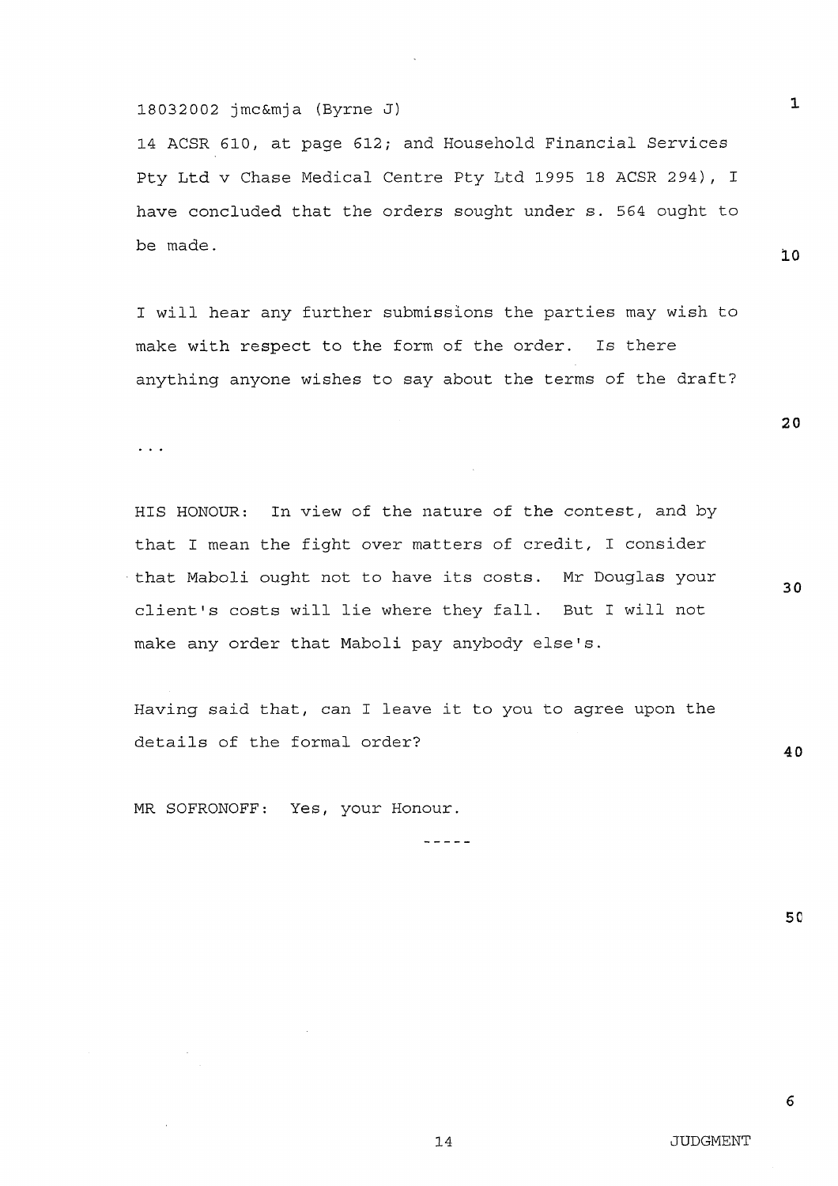14 ACSR 610, at page 612; and Household Financial Services Pty Ltd v Chase Medical Centre Pty Ltd 1995 18 ACSR 294), I have concluded that the orders sought under s. 564 ought to be made.

I will hear any further submissions the parties may wish to make with respect to the form of the order. Is there anything anyone wishes to say about the terms of the draft?

...

HIS HONOUR: In view of the nature of the contest, and by that I mean the fight over matters of credit, I consider that Maboli ought not to have its costs. Mr Douglas your client's costs will lie where they fall. But I will not make any order that Maboli pay anybody else's.

Having said that, can I leave it to you to agree upon the details of the formal order?

MR SOFRONOFF: Yes, your Honour.

-----